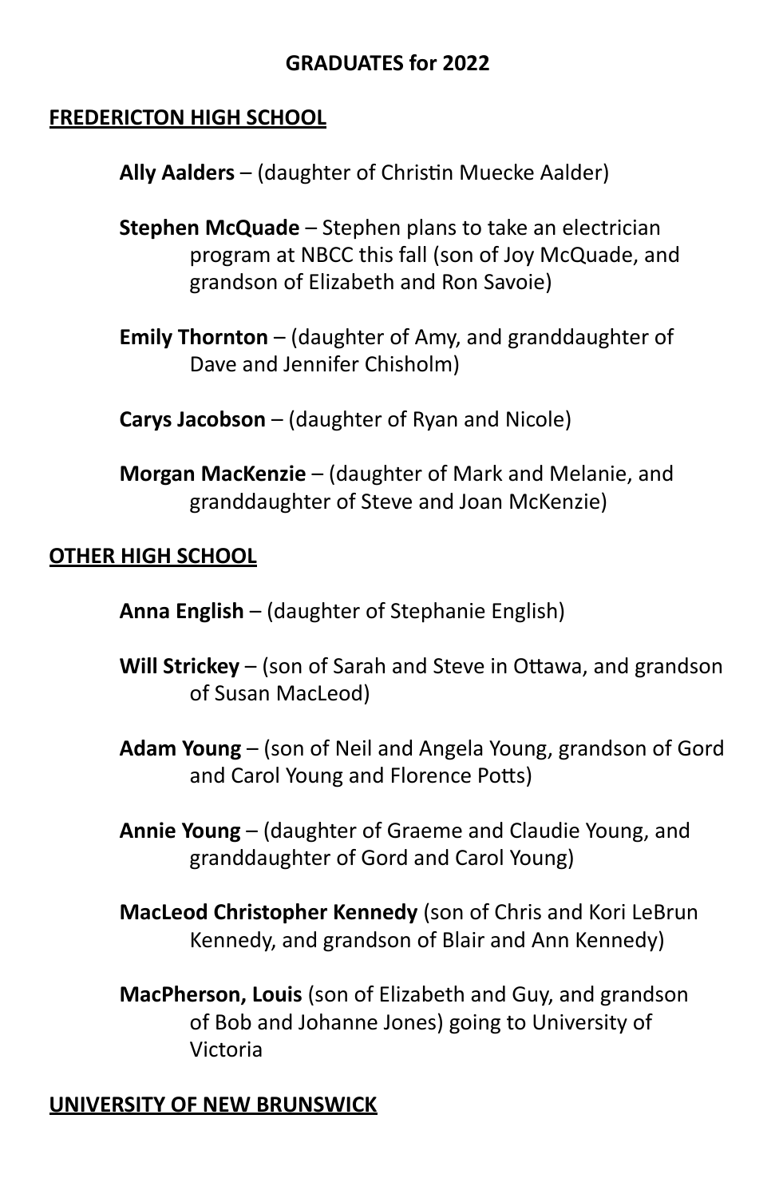# GRADUATES for 2022

## FREDERICTON HIGH SCHOOL

**Ally Aalders** – (daughter of Christin Muecke Aalder)

**Stephen McQuade** – Stephen plans to take an electrician program at NBCC this fall (son of Joy McQuade, and grandson of Elizabeth and Ron Savoie)

**Emily Thornton** – (daughter of Amy, and granddaughter of Dave and Jennifer Chisholm)

**Carys Jacobson** – (daughter of Ryan and Nicole)

**Morgan MacKenzie** – (daughter of Mark and Melanie, and granddaughter of Steve and Joan McKenzie)

## OTHER HIGH SCHOOL

**Anna English** – (daughter of Stephanie English)

**Will Strickey** – (son of Sarah and Steve in Ottawa, and grandson of Susan MacLeod)

**Adam Young** – (son of Neil and Angela Young, grandson of Gord and Carol Young and Florence Potts)

**Annie Young** – (daughter of Graeme and Claudie Young, and granddaughter of Gord and Carol Young)

**MacLeod Christopher Kennedy** (son of Chris and Kori LeBrun Kennedy, and grandson of Blair and Ann Kennedy)

**MacPherson, Louis** (son of Elizabeth and Guy, and grandson of Bob and Johanne Jones) going to University of Victoria

## UNIVERSITY OF NEW BRUNSWICK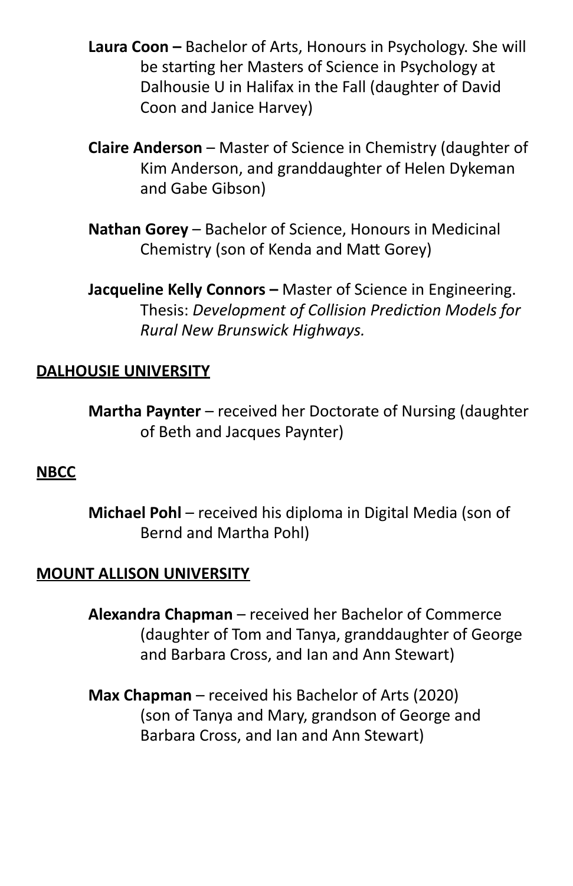**Laura Coon –** Bachelor of Arts, Honours in Psychology. She will be starting her Masters of Science in Psychology at Dalhousie U in Halifax in the Fall (daughter of David Coon and Janice Harvey)

**Claire Anderson** – Master of Science in Chemistry (daughter of Kim Anderson, and granddaughter of Helen Dykeman and Gabe Gibson)

**Nathan Gorey** – Bachelor of Science, Honours in Medicinal Chemistry (son of Kenda and Matt Gorey)

**Jacqueline Kelly Connors –** Master of Science in Engineering. Thesis: *Development of Collision Prediction Models for Rural New Brunswick Highways.*

## DALHOUSIE UNIVERSITY

**Martha Paynter** – received her Doctorate of Nursing (daughter of Beth and Jacques Paynter)

## NBCC

**Michael Pohl** – received his diploma in Digital Media (son of Bernd and Martha Pohl)

## MOUNT ALLISON UNIVERSITY

**Alexandra Chapman** – received her Bachelor of Commerce (daughter of Tom and Tanya, granddaughter of George and Barbara Cross, and Ian and Ann Stewart)

**Max Chapman** – received his Bachelor of Arts (2020) (son of Tanya and Mary, grandson of George and Barbara Cross, and Ian and Ann Stewart)